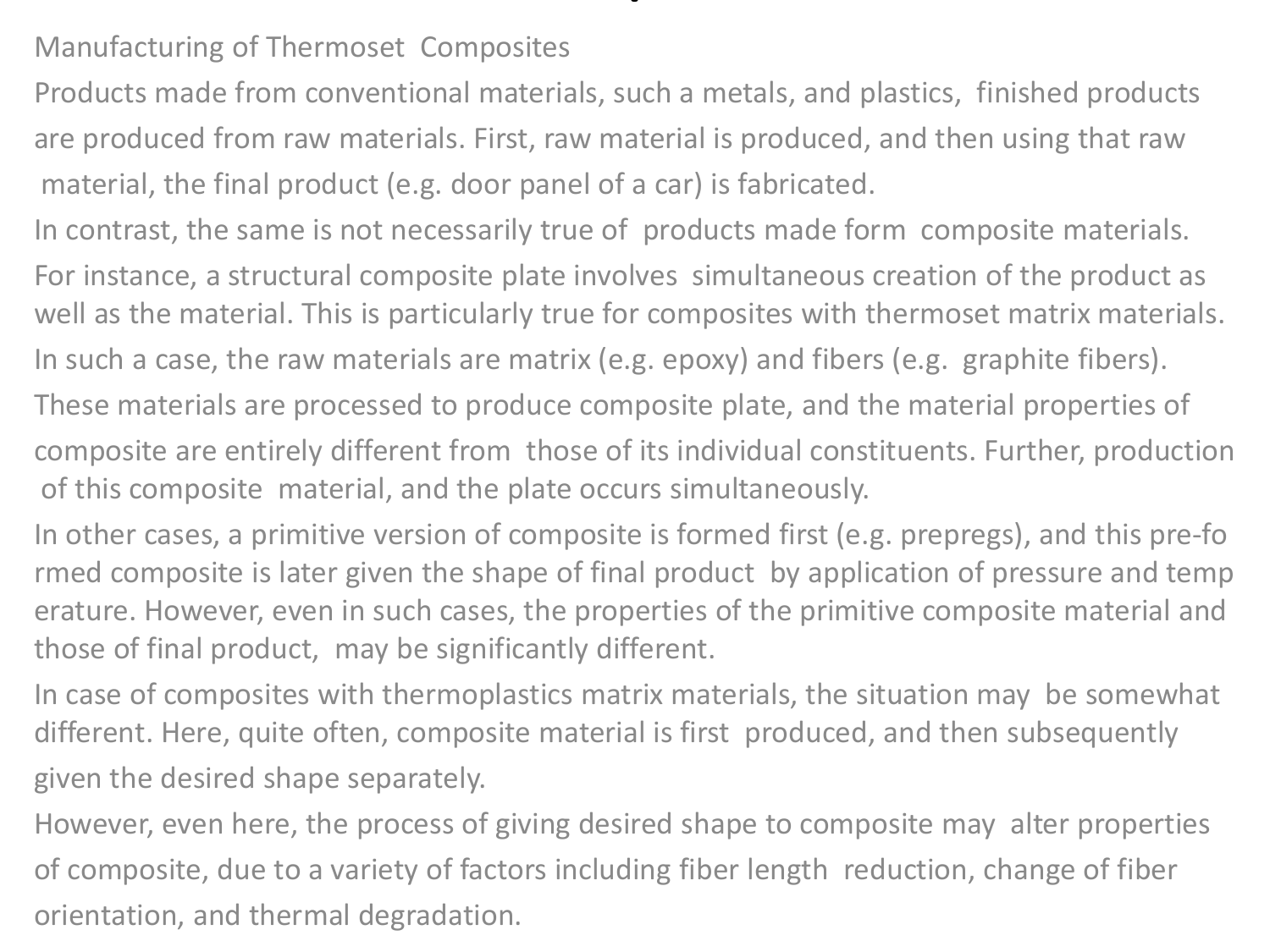# Manufacturing of Thermoset Composites

Products made from conventional materials, such a metals, and plastics, finished products are produced from raw materials. First, raw material is produced, and then using that raw material, the final product (e.g. door panel of a car) is fabricated.

In contrast, the same is not necessarily true of products made form composite materials. For instance, a structural composite plate involves simultaneous creation of the product as well as the material. This is particularly true for composites with thermoset matrix materials. In such a case, the raw materials are matrix (e.g. epoxy) and fibers (e.g. graphite fibers). These materials are processed to produce composite plate, and the material properties of composite are entirely different from those of its individual constituents. Further, production of this composite material, and the plate occurs simultaneously.

In other cases, a primitive version of composite is formed first (e.g. prepregs), and this pre-formed composite is later given the shape of final product by application of pressure and temperature. However, even in such cases, the properties of the primitive composite material and those of final product, may be significantly different.

In case of composites with thermoplastics matrix materials, the situation may be somewhat different. Here, quite often, composite material is first produced, and then subsequently given the desired shape separately.

However, even here, the process of giving desired shape to composite may alter properties of composite, due to a variety of factors including fiber length reduction, change of fiber orientation, and thermal degradation.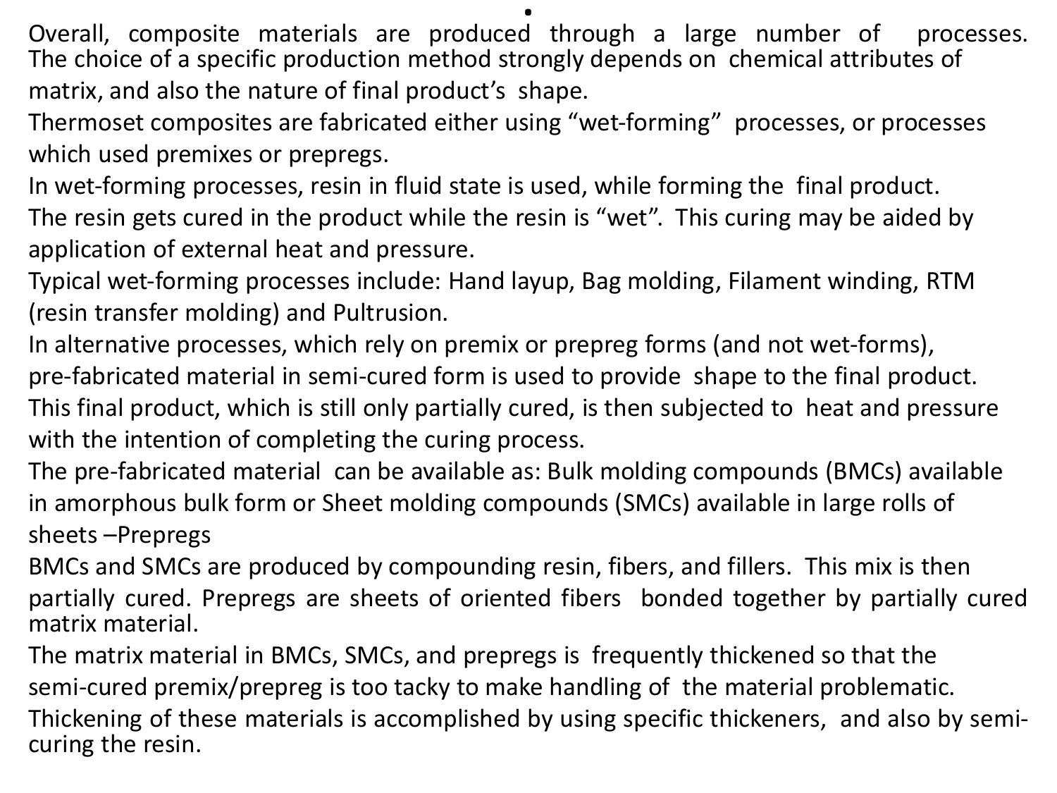Overall, composite materials are produced through a large number of processes. The choice of a specific production method strongly depends on chemical attributes of matrix, and also the nature of final product's shape.

Thermoset composites are fabricated either using "wet-forming" processes, or processes which used premixes or prepregs.

In wet-forming processes, resin in fluid state is used, while forming the final product.

The resin gets cured in the product while the resin is "wet". This curing may be aided by application of external heat and pressure.

Typical wet-forming processes include: Hand layup, Bag molding, Filament winding, RTM (resin transfer molding) and Pultrusion.

In alternative processes, which rely on premix or prepreg forms (and not wet-forms), pre-fabricated material in semi-cured form is used to provide shape to the final product.

This final product, which is still only partially cured, is then subjected to heat and pressure with the intention of completing the curing process.

The pre-fabricated material can be available as: Bulk molding compounds (BMCs) available in amorphous bulk form or Sheet molding compounds (SMCs) available in large rolls of sheets –Prepregs

BMCs and SMCs are produced by compounding resin, fibers, and fillers. This mix is then partially cured. Prepregs are sheets of oriented fibers bonded together by partially cured matrix material.

The matrix material in BMCs, SMCs, and prepregs is frequently thickened so that the semi-cured premix/prepreg is too tacky to make handling of the material problematic.

Thickening of these materials is accomplished by using specific thickeners, and also by semi-curing the resin.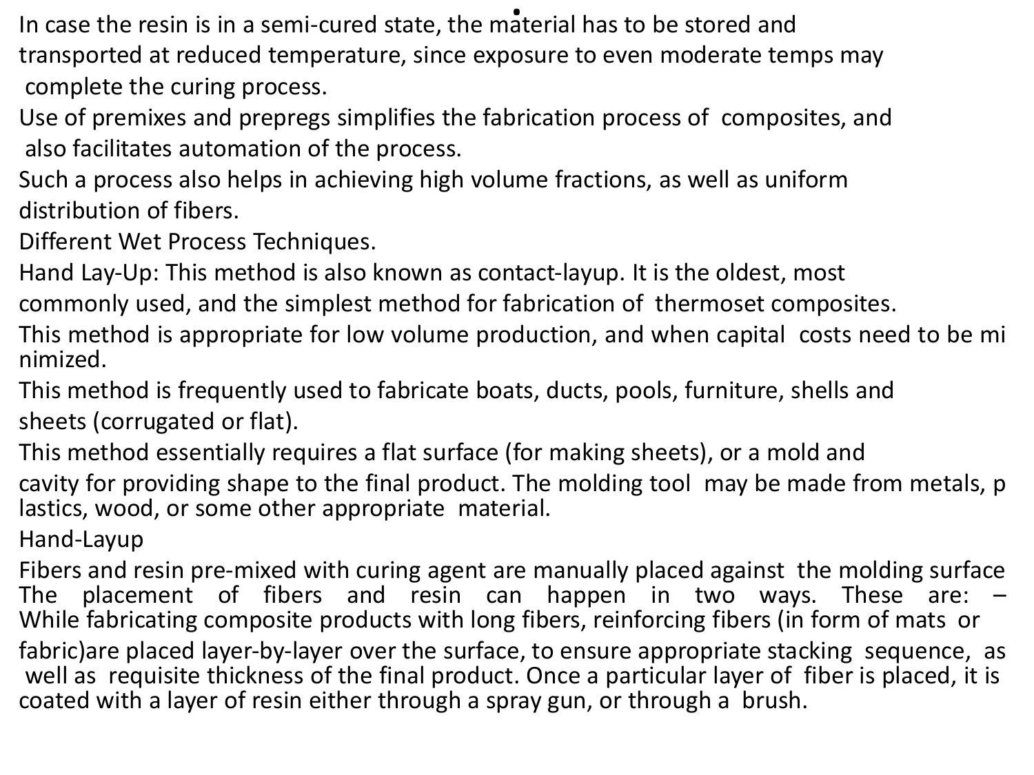In case the resin is in a semi-cured state, the material has to be stored and transported at reduced temperature, since exposure to even moderate temps may complete the curing process.

Use of premixes and prepregs simplifies the fabrication process of composites, and also facilitates automation of the process.

Such a process also helps in achieving high volume fractions, as well as uniform distribution of fibers.

Different Wet Process Techniques.

Hand Lay-Up: This method is also known as contact-layup. It is the oldest, most commonly used, and the simplest method for fabrication of thermoset composites.

This method is appropriate for low volume production, and when capital costs need to be minimized.

This method is frequently used to fabricate boats, ducts, pools, furniture, shells and sheets (corrugated or flat).

This method essentially requires a flat surface (for making sheets), or a mold and cavity for providing shape to the final product. The molding tool may be made from metals, plastics, wood, or some other appropriate material.

Hand-Layup

Fibers and resin pre-mixed with curing agent are manually placed against the molding surface The placement of fibers and resin can happen in two ways. These are: – While fabricating composite products with long fibers, reinforcing fibers (in form of mats or fabric)are placed layer-by-layer over the surface, to ensure appropriate stacking sequence, as well as requisite thickness of the final product. Once a particular layer of fiber is placed, it is coated with a layer of resin either through a spray gun, or through a brush.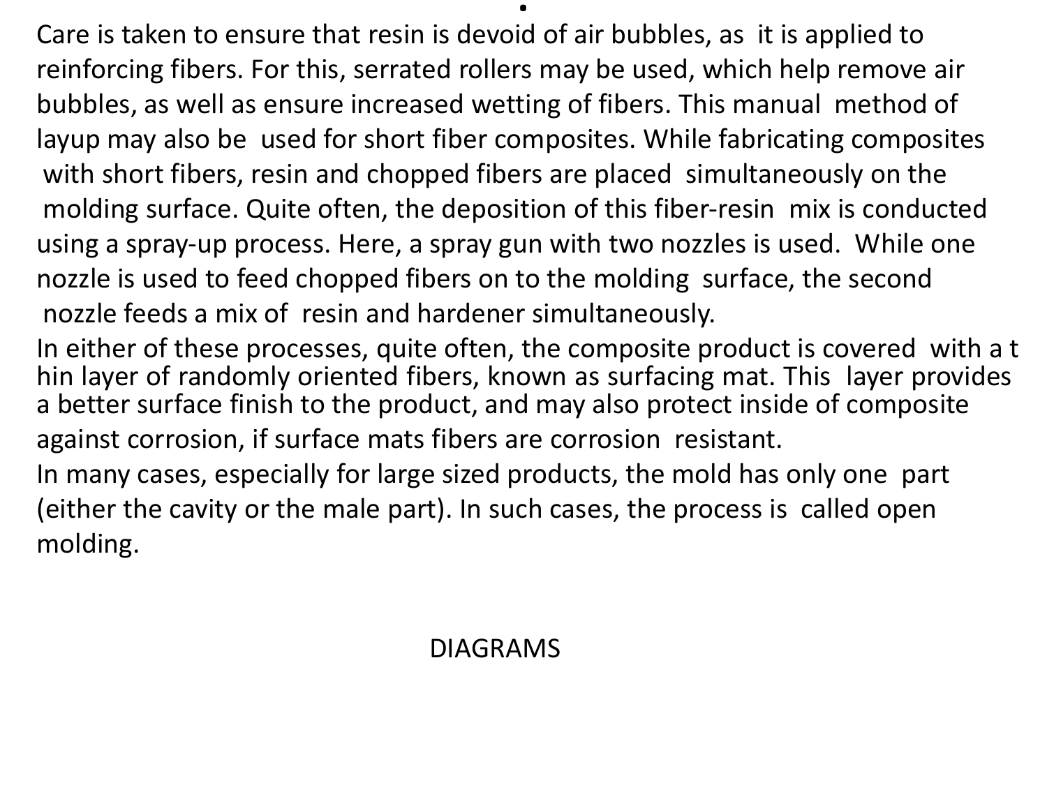Care is taken to ensure that resin is devoid of air bubbles, as it is applied to reinforcing fibers. For this, serrated rollers may be used, which help remove air bubbles, as well as ensure increased wetting of fibers. This manual method of layup may also be used for short fiber composites. While fabricating composites with short fibers, resin and chopped fibers are placed simultaneously on the molding surface. Quite often, the deposition of this fiber-resin mix is conducted using a spray-up process. Here, a spray gun with two nozzles is used. While one nozzle is used to feed chopped fibers on to the molding surface, the second nozzle feeds a mix of resin and hardener simultaneously.

In either of these processes, quite often, the composite product is covered with a thin layer of randomly oriented fibers, known as surfacing mat. This layer provides a better surface finish to the product, and may also protect inside of composite against corrosion, if surface mats fibers are corrosion resistant.

In many cases, especially for large sized products, the mold has only one part (either the cavity or the male part). In such cases, the process is called open molding.

DIAGRAMS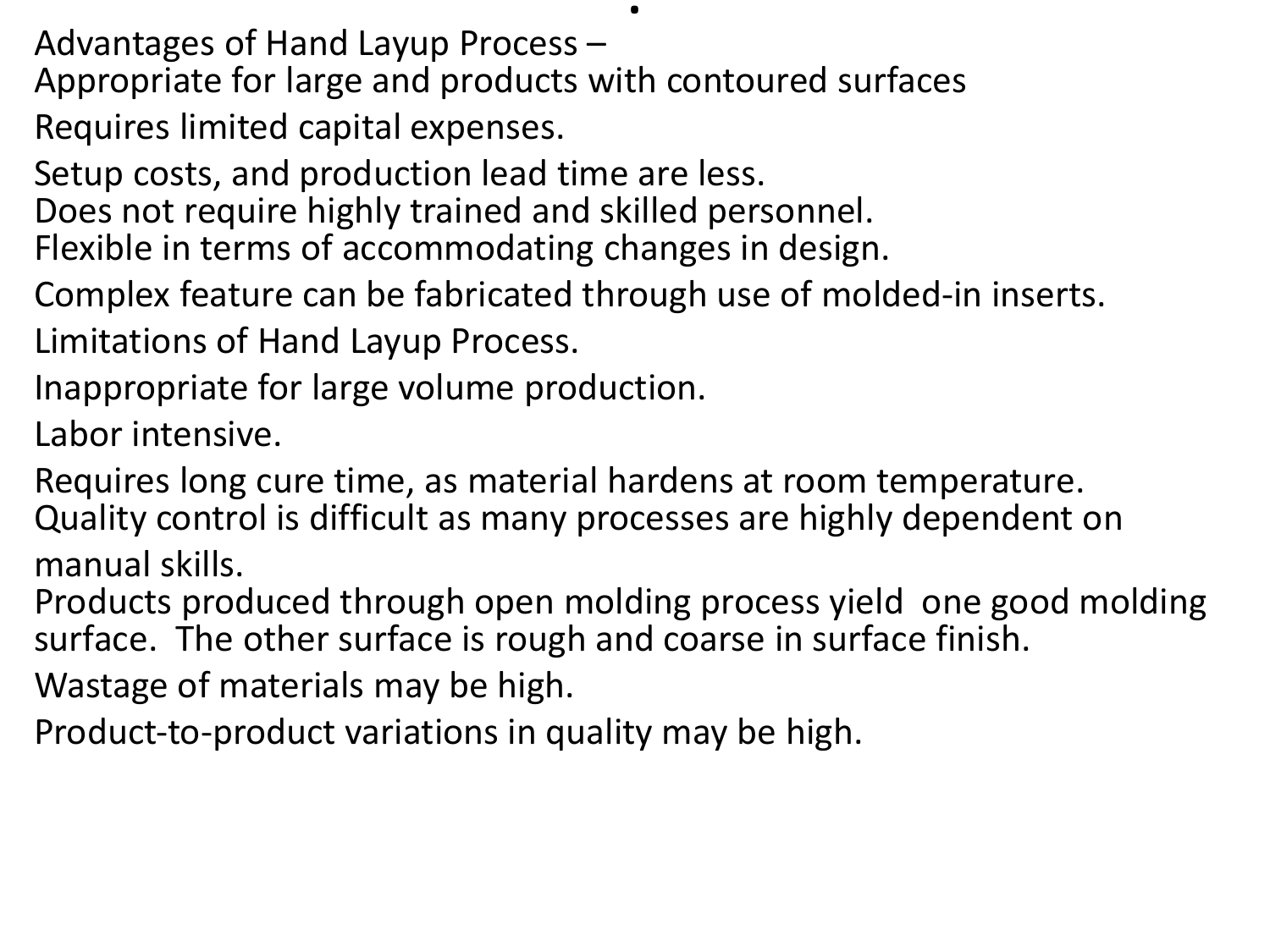Advantages of Hand Layup Process –

Appropriate for large and products with contoured surfaces

Requires limited capital expenses.

Setup costs, and production lead time are less.

Does not require highly trained and skilled personnel.

Flexible in terms of accommodating changes in design.

Complex feature can be fabricated through use of molded-in inserts.

Limitations of Hand Layup Process.

Inappropriate for large volume production.

Labor intensive.

Requires long cure time, as material hardens at room temperature.

Quality control is difficult as many processes are highly dependent on manual skills.

Products produced through open molding process yield one good molding surface. The other surface is rough and coarse in surface finish.

Wastage of materials may be high.

Product-to-product variations in quality may be high.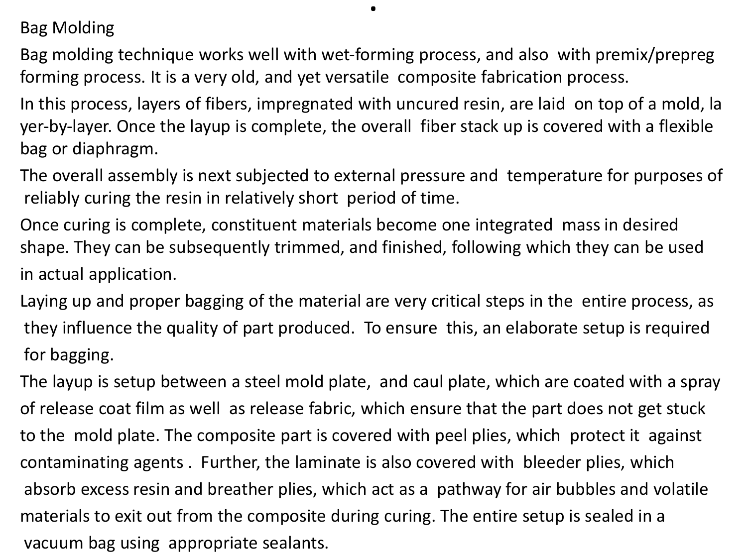## Bag Molding

Bag molding technique works well with wet-forming process, and also with premix/prepreg forming process. It is a very old, and yet versatile composite fabrication process.

In this process, layers of fibers, impregnated with uncured resin, are laid on top of a mold, layer-by-layer. Once the layup is complete, the overall fiber stack up is covered with a flexible bag or diaphragm.

The overall assembly is next subjected to external pressure and temperature for purposes of reliably curing the resin in relatively short period of time.

Once curing is complete, constituent materials become one integrated mass in desired shape. They can be subsequently trimmed, and finished, following which they can be used in actual application.

Laying up and proper bagging of the material are very critical steps in the entire process, as they influence the quality of part produced. To ensure this, an elaborate setup is required for bagging.

The layup is setup between a steel mold plate, and caul plate, which are coated with a spray of release coat film as well as release fabric, which ensure that the part does not get stuck to the mold plate. The composite part is covered with peel plies, which protect it against contaminating agents . Further, the laminate is also covered with bleeder plies, which absorb excess resin and breather plies, which act as a pathway for air bubbles and volatile materials to exit out from the composite during curing. The entire setup is sealed in a vacuum bag using appropriate sealants.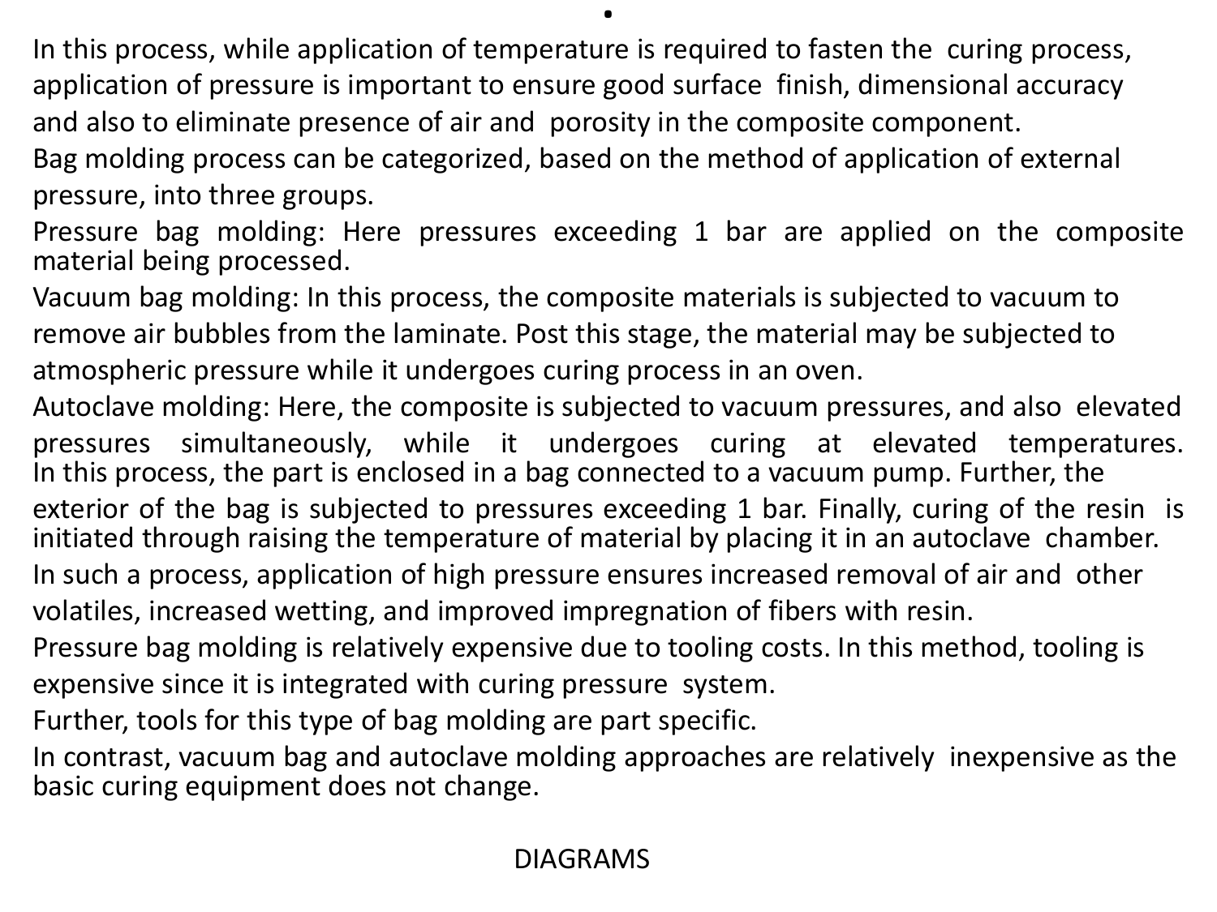In this process, while application of temperature is required to fasten the curing process, application of pressure is important to ensure good surface finish, dimensional accuracy and also to eliminate presence of air and porosity in the composite component.

Bag molding process can be categorized, based on the method of application of external pressure, into three groups.

Pressure bag molding: Here pressures exceeding 1 bar are applied on the composite material being processed.

Vacuum bag molding: In this process, the composite materials is subjected to vacuum to remove air bubbles from the laminate. Post this stage, the material may be subjected to atmospheric pressure while it undergoes curing process in an oven.

Autoclave molding: Here, the composite is subjected to vacuum pressures, and also elevated pressures simultaneously, while it undergoes curing at elevated temperatures. In this process, the part is enclosed in a bag connected to a vacuum pump. Further, the exterior of the bag is subjected to pressures exceeding 1 bar. Finally, curing of the resin is initiated through raising the temperature of material by placing it in an autoclave chamber.

In such a process, application of high pressure ensures increased removal of air and other volatiles, increased wetting, and improved impregnation of fibers with resin.

Pressure bag molding is relatively expensive due to tooling costs. In this method, tooling is expensive since it is integrated with curing pressure system.

Further, tools for this type of bag molding are part specific.

In contrast, vacuum bag and autoclave molding approaches are relatively inexpensive as the basic curing equipment does not change.

DIAGRAMS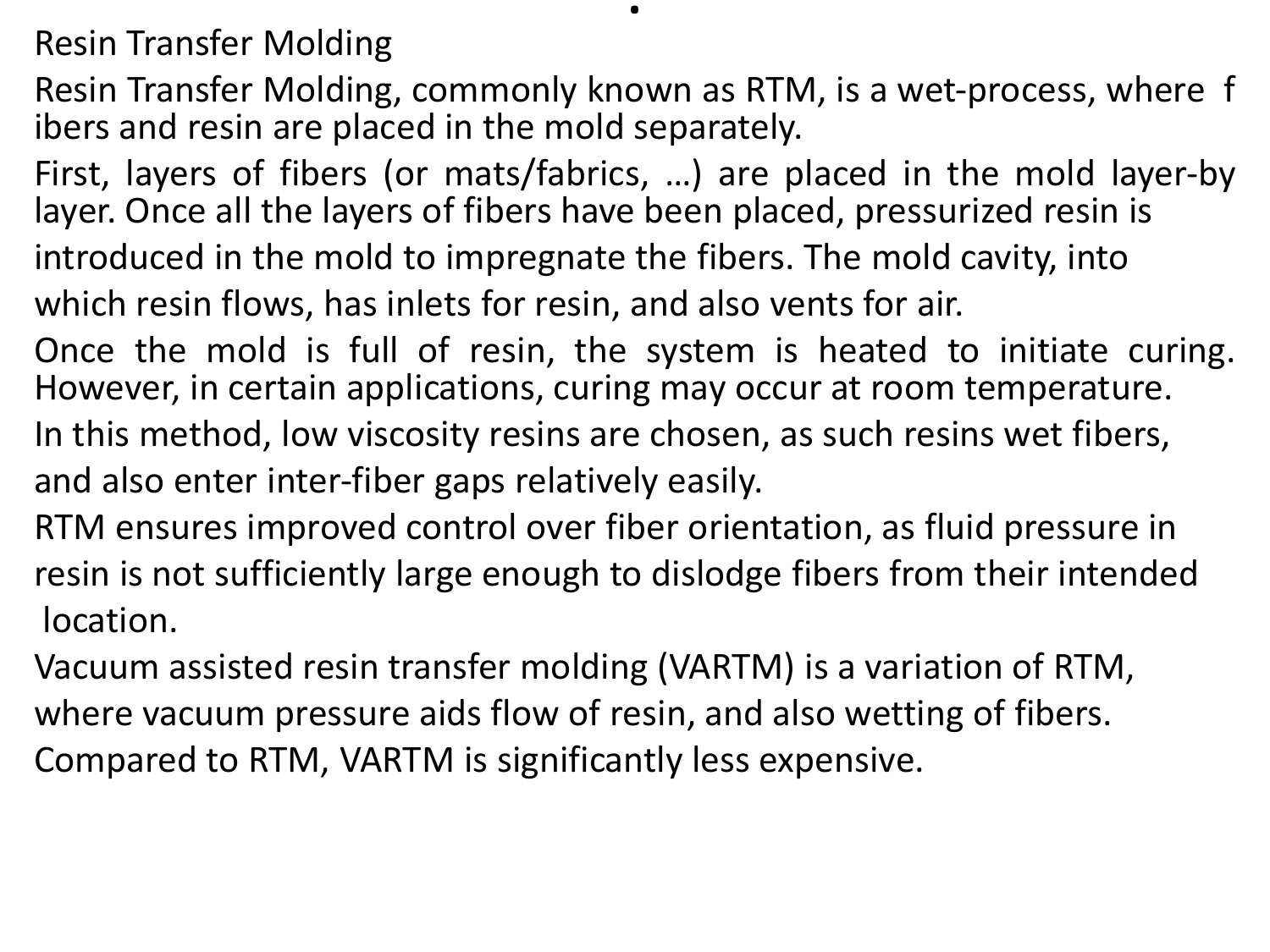# Resin Transfer Molding

Resin Transfer Molding, commonly known as RTM, is a wet-process, where fibers and resin are placed in the mold separately.

First, layers of fibers (or mats/fabrics, …) are placed in the mold layer-by layer. Once all the layers of fibers have been placed, pressurized resin is introduced in the mold to impregnate the fibers. The mold cavity, into which resin flows, has inlets for resin, and also vents for air.

Once the mold is full of resin, the system is heated to initiate curing. However, in certain applications, curing may occur at room temperature.

In this method, low viscosity resins are chosen, as such resins wet fibers, and also enter inter-fiber gaps relatively easily.

RTM ensures improved control over fiber orientation, as fluid pressure in resin is not sufficiently large enough to dislodge fibers from their intended location.

Vacuum assisted resin transfer molding (VARTM) is a variation of RTM, where vacuum pressure aids flow of resin, and also wetting of fibers. Compared to RTM, VARTM is significantly less expensive.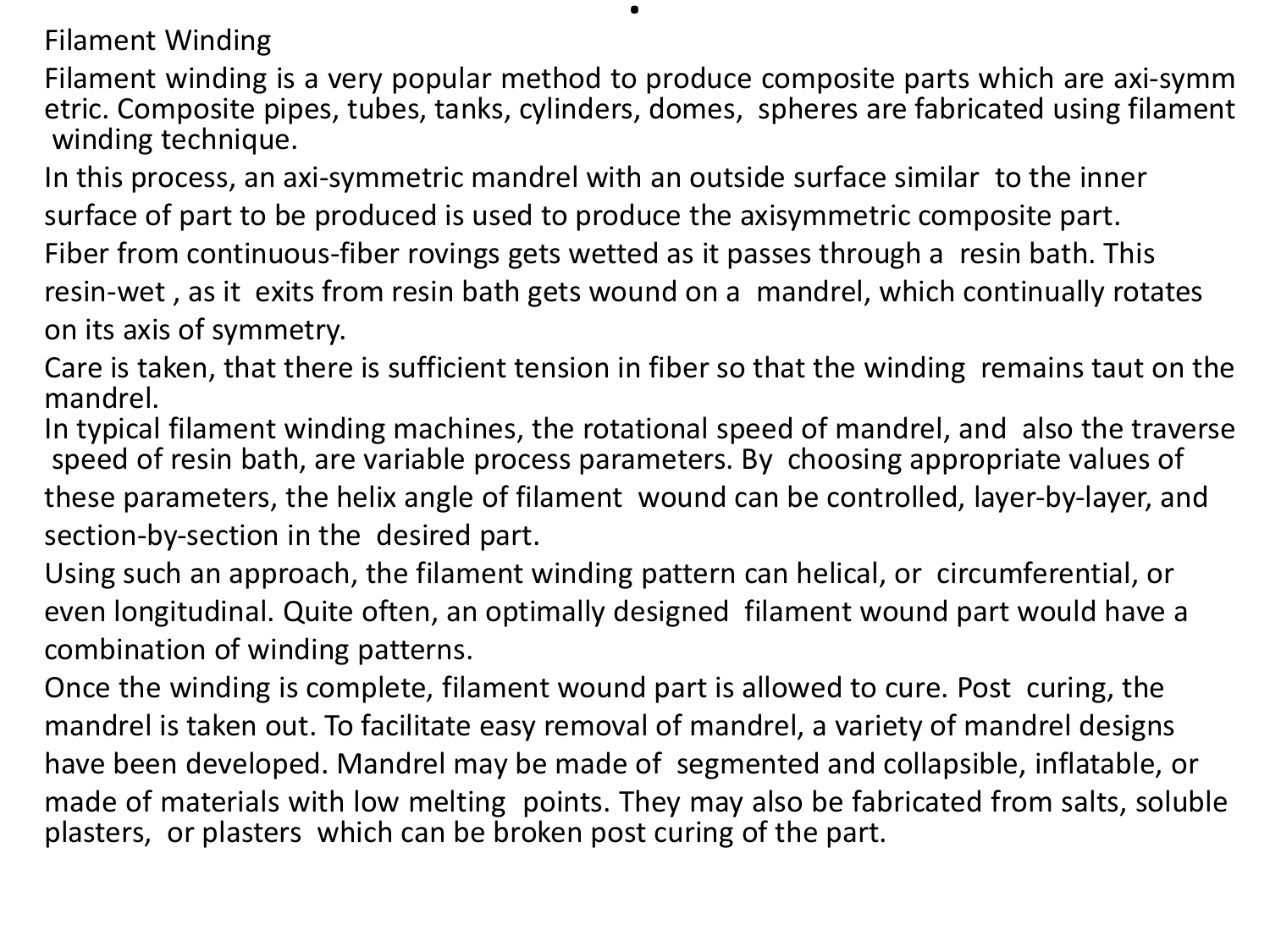# Filament Winding

Filament winding is a very popular method to produce composite parts which are axi-symmetric. Composite pipes, tubes, tanks, cylinders, domes, spheres are fabricated using filament winding technique.

In this process, an axi-symmetric mandrel with an outside surface similar to the inner surface of part to be produced is used to produce the axisymmetric composite part.

Fiber from continuous-fiber rovings gets wetted as it passes through a resin bath. This resin-wet , as it exits from resin bath gets wound on a mandrel, which continually rotates on its axis of symmetry.

Care is taken, that there is sufficient tension in fiber so that the winding remains taut on the mandrel.

In typical filament winding machines, the rotational speed of mandrel, and also the traverse speed of resin bath, are variable process parameters. By choosing appropriate values of these parameters, the helix angle of filament wound can be controlled, layer-by-layer, and section-by-section in the desired part.

Using such an approach, the filament winding pattern can helical, or circumferential, or even longitudinal. Quite often, an optimally designed filament wound part would have a combination of winding patterns.

Once the winding is complete, filament wound part is allowed to cure. Post curing, the mandrel is taken out. To facilitate easy removal of mandrel, a variety of mandrel designs have been developed. Mandrel may be made of segmented and collapsible, inflatable, or made of materials with low melting points. They may also be fabricated from salts, soluble plasters, or plasters which can be broken post curing of the part.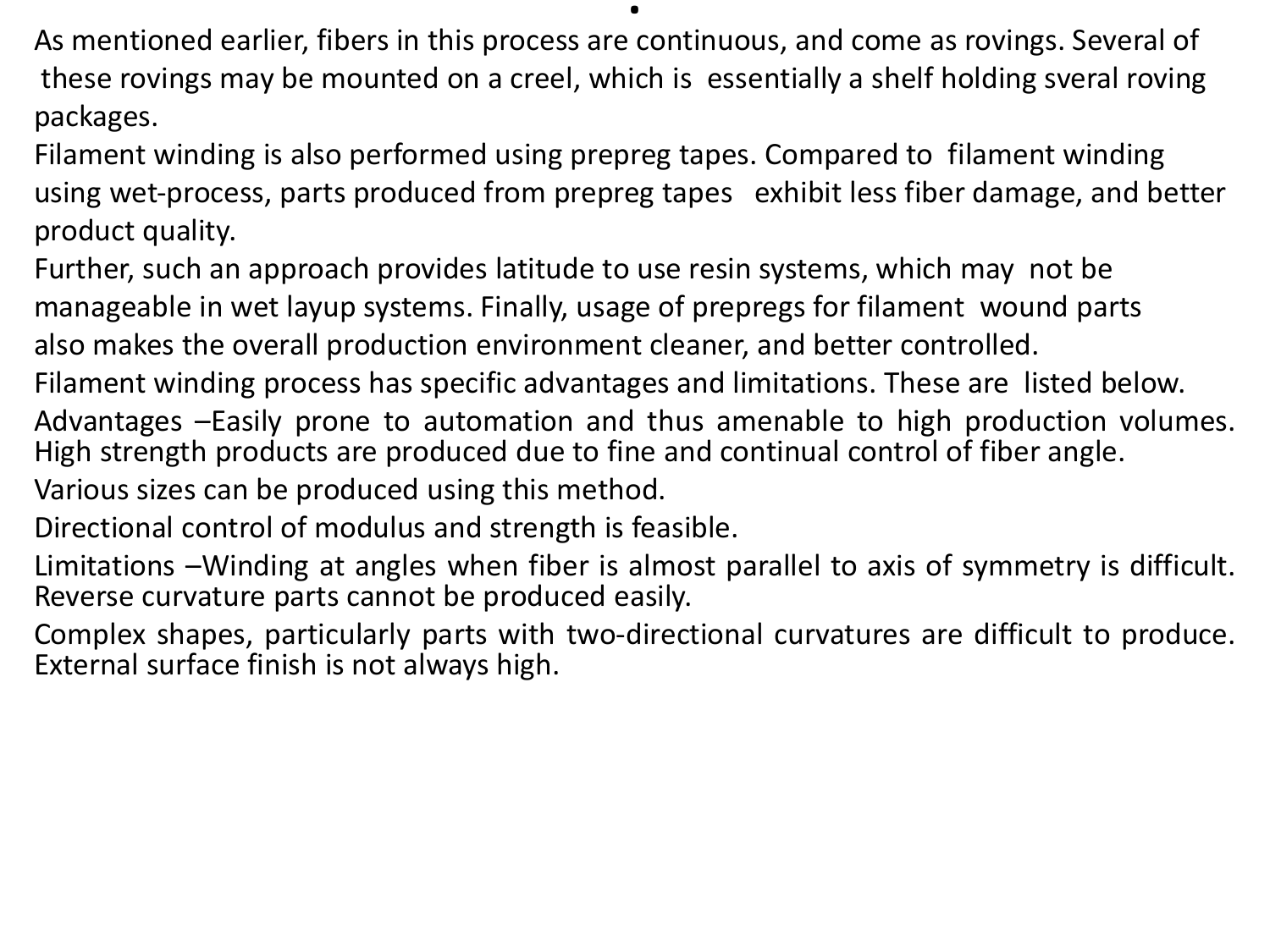As mentioned earlier, fibers in this process are continuous, and come as rovings. Several of these rovings may be mounted on a creel, which is essentially a shelf holding sveral roving packages.

Filament winding is also performed using prepreg tapes. Compared to filament winding using wet-process, parts produced from prepreg tapes exhibit less fiber damage, and better product quality.

Further, such an approach provides latitude to use resin systems, which may not be manageable in wet layup systems. Finally, usage of prepregs for filament wound parts also makes the overall production environment cleaner, and better controlled.

Filament winding process has specific advantages and limitations. These are listed below.

Advantages –Easily prone to automation and thus amenable to high production volumes. High strength products are produced due to fine and continual control of fiber angle.

Various sizes can be produced using this method.

Directional control of modulus and strength is feasible.

Limitations –Winding at angles when fiber is almost parallel to axis of symmetry is difficult. Reverse curvature parts cannot be produced easily.

Complex shapes, particularly parts with two-directional curvatures are difficult to produce. External surface finish is not always high.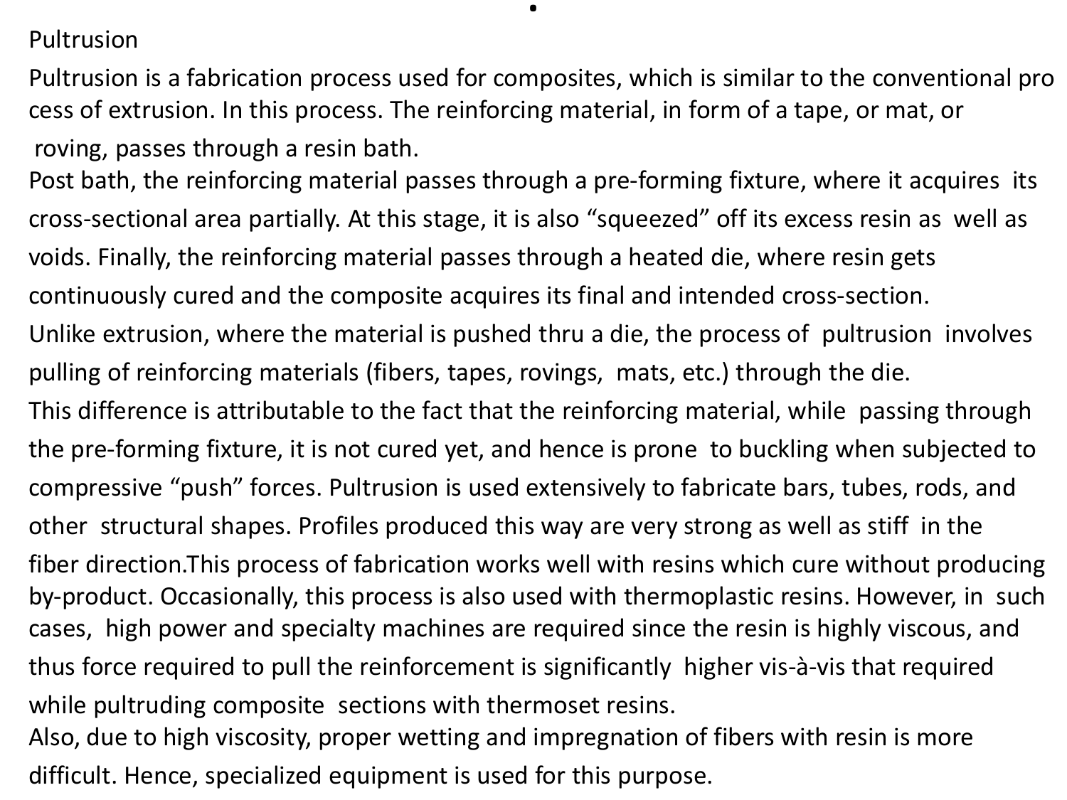# Pultrusion

Pultrusion is a fabrication process used for composites, which is similar to the conventional process of extrusion. In this process. The reinforcing material, in form of a tape, or mat, or roving, passes through a resin bath.

Post bath, the reinforcing material passes through a pre-forming fixture, where it acquires its cross-sectional area partially. At this stage, it is also “squeezed” off its excess resin as well as voids. Finally, the reinforcing material passes through a heated die, where resin gets continuously cured and the composite acquires its final and intended cross-section.

Unlike extrusion, where the material is pushed thru a die, the process of pultrusion involves pulling of reinforcing materials (fibers, tapes, rovings, mats, etc.) through the die.

This difference is attributable to the fact that the reinforcing material, while passing through the pre-forming fixture, it is not cured yet, and hence is prone to buckling when subjected to compressive “push” forces. Pultrusion is used extensively to fabricate bars, tubes, rods, and other structural shapes. Profiles produced this way are very strong as well as stiff in the fiber direction.This process of fabrication works well with resins which cure without producing by-product. Occasionally, this process is also used with thermoplastic resins. However, in such cases, high power and specialty machines are required since the resin is highly viscous, and thus force required to pull the reinforcement is significantly higher vis-à-vis that required while pultruding composite sections with thermoset resins.

Also, due to high viscosity, proper wetting and impregnation of fibers with resin is more difficult. Hence, specialized equipment is used for this purpose.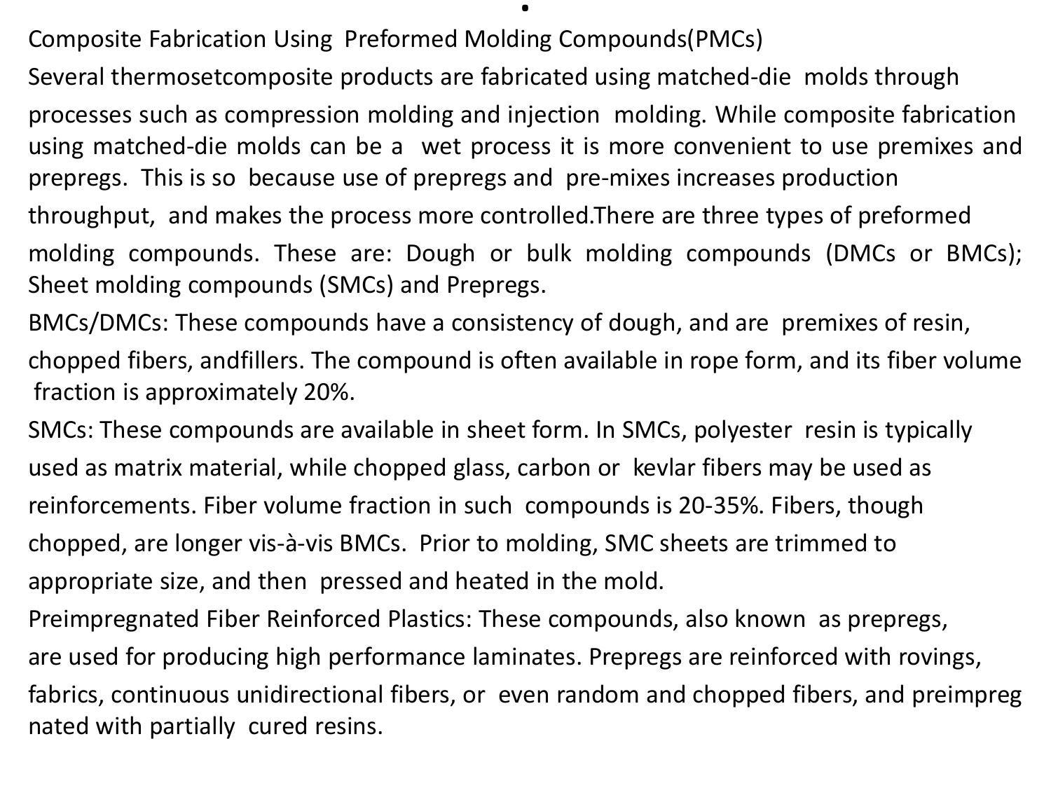# Composite Fabrication Using Preformed Molding Compounds(PMCs)

Several thermosetcomposite products are fabricated using matched-die molds through processes such as compression molding and injection molding. While composite fabrication using matched-die molds can be a wet process it is more convenient to use premixes and prepregs. This is so because use of prepregs and pre-mixes increases production throughput, and makes the process more controlled.There are three types of preformed molding compounds. These are: Dough or bulk molding compounds (DMCs or BMCs); Sheet molding compounds (SMCs) and Prepregs.

BMCs/DMCs: These compounds have a consistency of dough, and are premixes of resin, chopped fibers, andfillers. The compound is often available in rope form, and its fiber volume fraction is approximately 20%.

SMCs: These compounds are available in sheet form. In SMCs, polyester resin is typically used as matrix material, while chopped glass, carbon or kevlar fibers may be used as reinforcements. Fiber volume fraction in such compounds is 20-35%. Fibers, though chopped, are longer vis-à-vis BMCs. Prior to molding, SMC sheets are trimmed to appropriate size, and then pressed and heated in the mold.

Preimpregnated Fiber Reinforced Plastics: These compounds, also known as prepregs, are used for producing high performance laminates. Prepregs are reinforced with rovings, fabrics, continuous unidirectional fibers, or even random and chopped fibers, and preimpregnated with partially cured resins.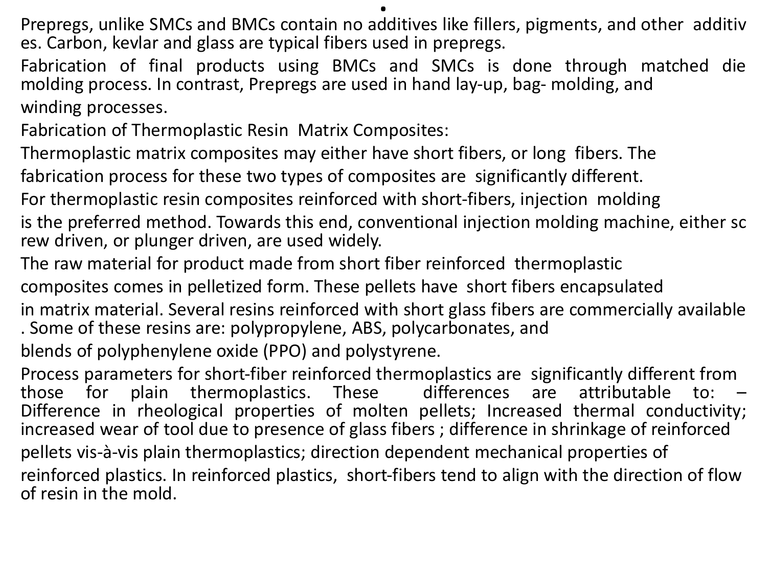Prepregs, unlike SMCs and BMCs contain no additives like fillers, pigments, and other additives. Carbon, kevlar and glass are typical fibers used in prepregs.

Fabrication of final products using BMCs and SMCs is done through matched die molding process. In contrast, Prepregs are used in hand lay-up, bag- molding, and winding processes.

Fabrication of Thermoplastic Resin Matrix Composites:

Thermoplastic matrix composites may either have short fibers, or long fibers. The fabrication process for these two types of composites are significantly different.

For thermoplastic resin composites reinforced with short-fibers, injection molding is the preferred method. Towards this end, conventional injection molding machine, either screw driven, or plunger driven, are used widely.

The raw material for product made from short fiber reinforced thermoplastic composites comes in pelletized form. These pellets have short fibers encapsulated in matrix material. Several resins reinforced with short glass fibers are commercially available. Some of these resins are: polypropylene, ABS, polycarbonates, and blends of polyphenylene oxide (PPO) and polystyrene.

Process parameters for short-fiber reinforced thermoplastics are significantly different from those for plain thermoplastics. These differences are attributable to: – Difference in rheological properties of molten pellets; Increased thermal conductivity; increased wear of tool due to presence of glass fibers ; difference in shrinkage of reinforced pellets vis-à-vis plain thermoplastics; direction dependent mechanical properties of reinforced plastics. In reinforced plastics, short-fibers tend to align with the direction of flow of resin in the mold.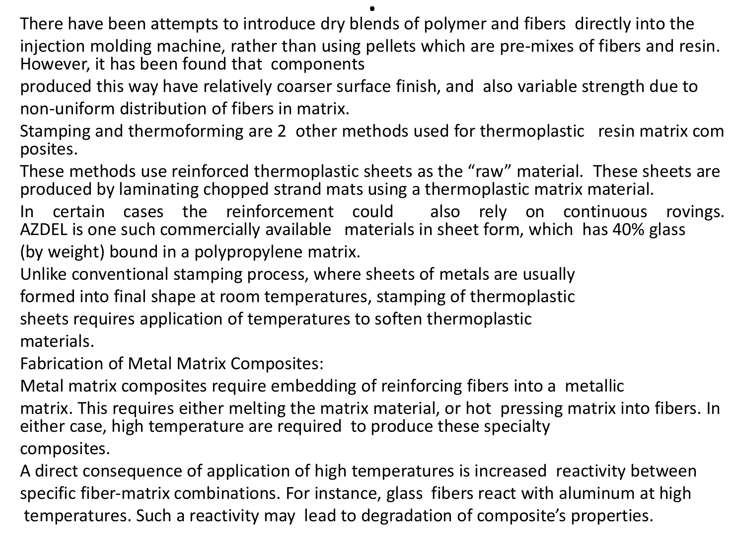There have been attempts to introduce dry blends of polymer and fibers directly into the injection molding machine, rather than using pellets which are pre-mixes of fibers and resin. However, it has been found that components produced this way have relatively coarser surface finish, and also variable strength due to non-uniform distribution of fibers in matrix.

Stamping and thermoforming are 2 other methods used for thermoplastic resin matrix composites.

These methods use reinforced thermoplastic sheets as the "raw" material. These sheets are produced by laminating chopped strand mats using a thermoplastic matrix material.

In certain cases the reinforcement could also rely on continuous rovings. AZDEL is one such commercially available materials in sheet form, which has 40% glass (by weight) bound in a polypropylene matrix.

Unlike conventional stamping process, where sheets of metals are usually formed into final shape at room temperatures, stamping of thermoplastic sheets requires application of temperatures to soften thermoplastic materials.

Fabrication of Metal Matrix Composites:

Metal matrix composites require embedding of reinforcing fibers into a metallic matrix. This requires either melting the matrix material, or hot pressing matrix into fibers. In either case, high temperature are required to produce these specialty composites.

A direct consequence of application of high temperatures is increased reactivity between specific fiber-matrix combinations. For instance, glass fibers react with aluminum at high temperatures. Such a reactivity may lead to degradation of composite's properties.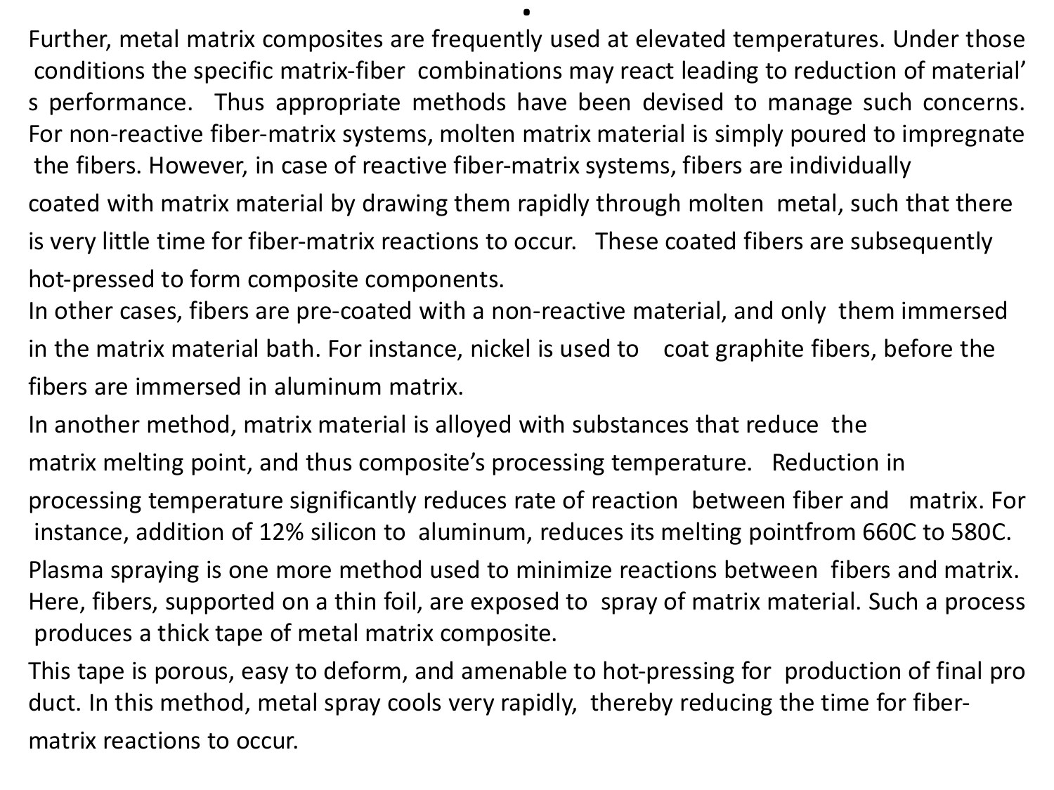Further, metal matrix composites are frequently used at elevated temperatures. Under those conditions the specific matrix-fiber combinations may react leading to reduction of material's performance. Thus appropriate methods have been devised to manage such concerns. For non-reactive fiber-matrix systems, molten matrix material is simply poured to impregnate the fibers. However, in case of reactive fiber-matrix systems, fibers are individually coated with matrix material by drawing them rapidly through molten metal, such that there is very little time for fiber-matrix reactions to occur. These coated fibers are subsequently hot-pressed to form composite components.

In other cases, fibers are pre-coated with a non-reactive material, and only them immersed in the matrix material bath. For instance, nickel is used to coat graphite fibers, before the fibers are immersed in aluminum matrix.

In another method, matrix material is alloyed with substances that reduce the matrix melting point, and thus composite's processing temperature. Reduction in processing temperature significantly reduces rate of reaction between fiber and matrix. For instance, addition of 12% silicon to aluminum, reduces its melting pointfrom 660C to 580C.

Plasma spraying is one more method used to minimize reactions between fibers and matrix. Here, fibers, supported on a thin foil, are exposed to spray of matrix material. Such a process produces a thick tape of metal matrix composite.

This tape is porous, easy to deform, and amenable to hot-pressing for production of final product. In this method, metal spray cools very rapidly, thereby reducing the time for fiber-matrix reactions to occur.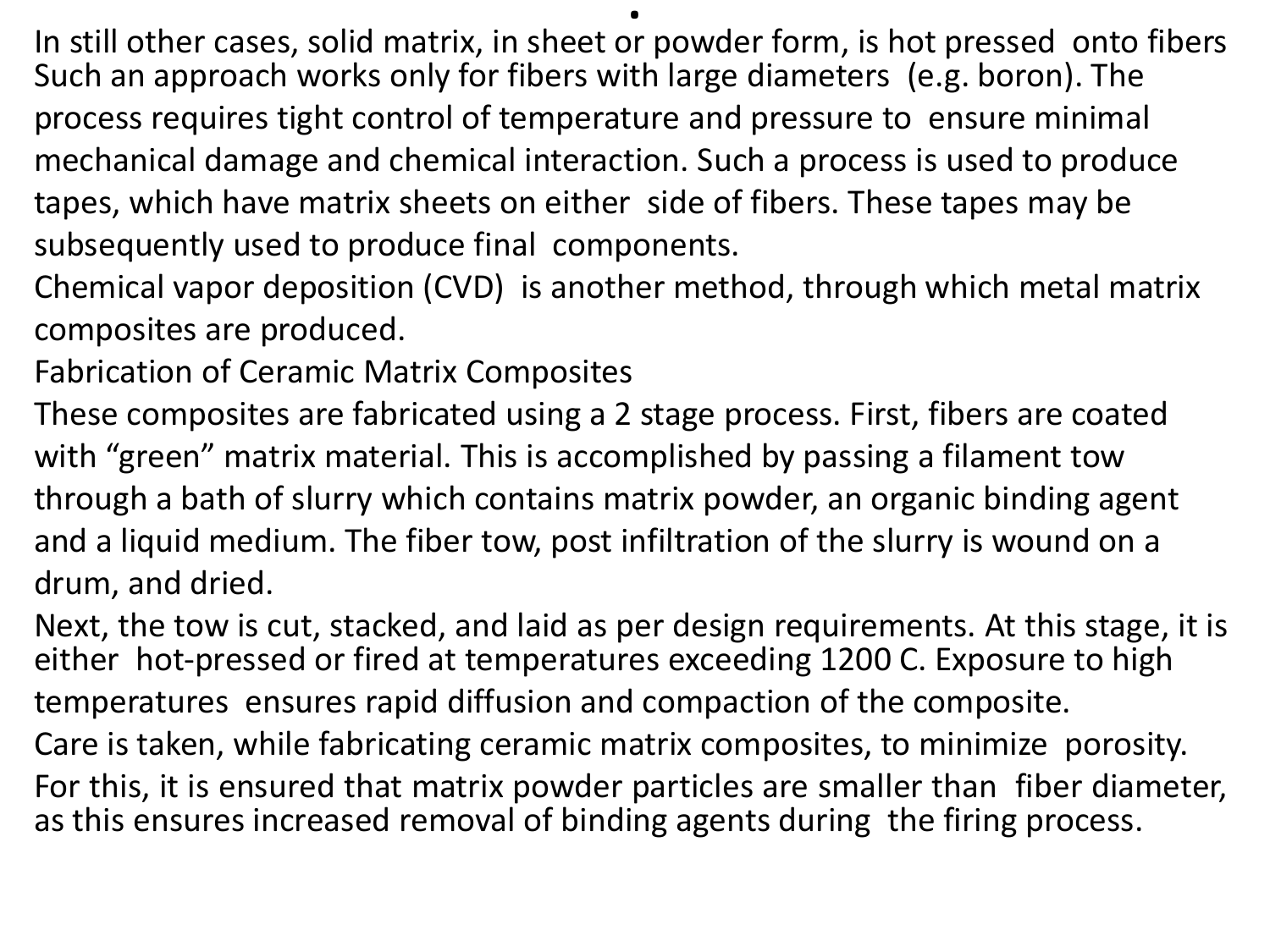In still other cases, solid matrix, in sheet or powder form, is hot pressed onto fibers Such an approach works only for fibers with large diameters (e.g. boron). The process requires tight control of temperature and pressure to ensure minimal mechanical damage and chemical interaction. Such a process is used to produce tapes, which have matrix sheets on either side of fibers. These tapes may be subsequently used to produce final components.

Chemical vapor deposition (CVD) is another method, through which metal matrix composites are produced.

Fabrication of Ceramic Matrix Composites

These composites are fabricated using a 2 stage process. First, fibers are coated with “green” matrix material. This is accomplished by passing a filament tow through a bath of slurry which contains matrix powder, an organic binding agent and a liquid medium. The fiber tow, post infiltration of the slurry is wound on a drum, and dried.

Next, the tow is cut, stacked, and laid as per design requirements. At this stage, it is either hot-pressed or fired at temperatures exceeding 1200 C. Exposure to high temperatures ensures rapid diffusion and compaction of the composite.

Care is taken, while fabricating ceramic matrix composites, to minimize porosity. For this, it is ensured that matrix powder particles are smaller than fiber diameter, as this ensures increased removal of binding agents during the firing process.